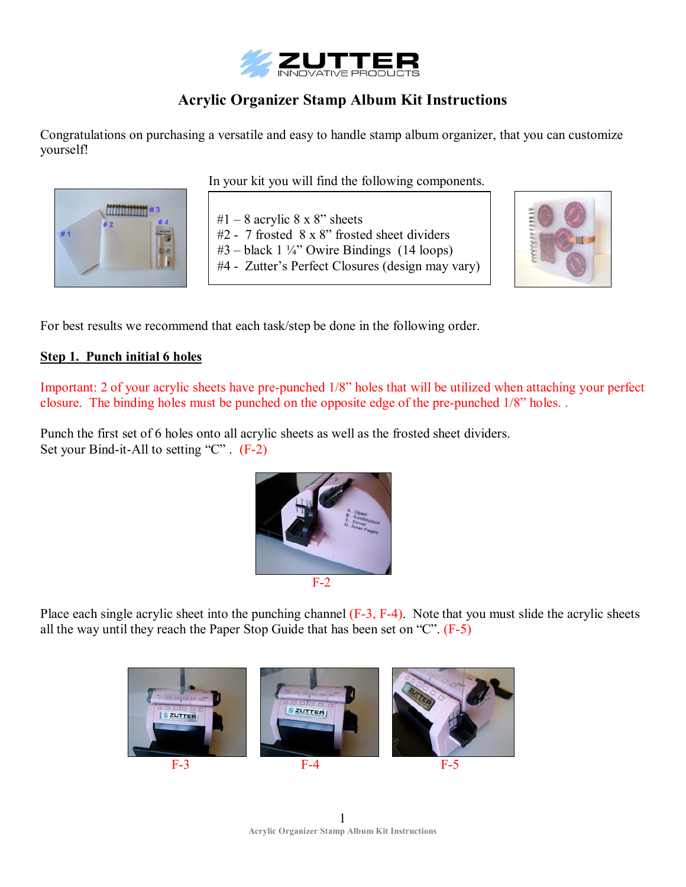ZUTTER INNOVATIVE PRODUCTS

# Acrylic Organizer Stamp Album Kit Instructions

Congratulations on purchasing a versatile and easy to handle stamp album organizer, that you can customize yourself!

In your kit you will find the following components.

#1 – 8 acrylic 8 x 8" sheets
#2 - 7 frosted 8 x 8" frosted sheet dividers
#3 – black 1 ¼" Owire Bindings (14 loops)
#4 - Zutter's Perfect Closures (design may vary)

For best results we recommend that each task/step be done in the following order.

## Step 1. Punch initial 6 holes

Important: 2 of your acrylic sheets have pre-punched 1/8" holes that will be utilized when attaching your perfect closure. The binding holes must be punched on the opposite edge of the pre-punched 1/8" holes. .

Punch the first set of 6 holes onto all acrylic sheets as well as the frosted sheet dividers.
Set your Bind-it-All to setting "C" . (F-2)

F-2

Place each single acrylic sheet into the punching channel (F-3, F-4). Note that you must slide the acrylic sheets all the way until they reach the Paper Stop Guide that has been set on "C". (F-5)

F-3 F-4 F-5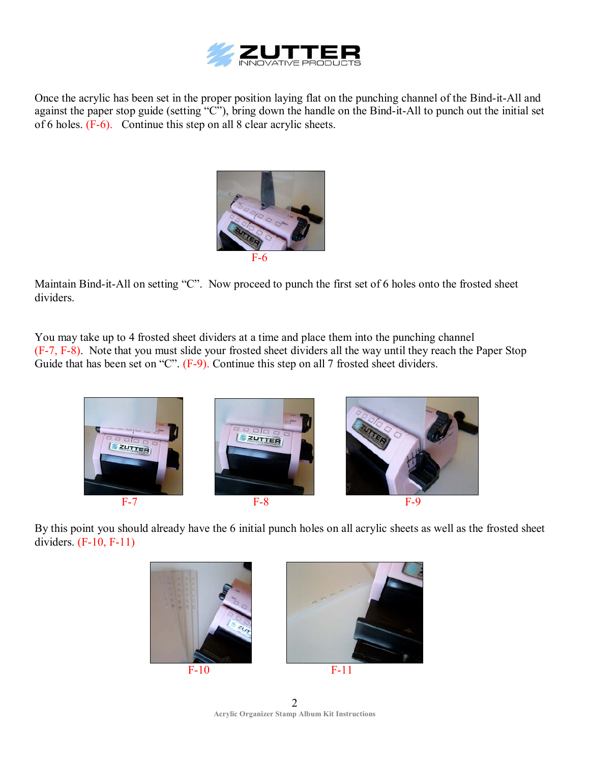Once the acrylic has been set in the proper position laying flat on the punching channel of the Bind-it-All and against the paper stop guide (setting “C”), bring down the handle on the Bind-it-All to punch out the initial set of 6 holes. (F-6). Continue this step on all 8 clear acrylic sheets.

F-6

Maintain Bind-it-All on setting “C”. Now proceed to punch the first set of 6 holes onto the frosted sheet dividers.

You may take up to 4 frosted sheet dividers at a time and place them into the punching channel (F-7, F-8). Note that you must slide your frosted sheet dividers all the way until they reach the Paper Stop Guide that has been set on “C”. (F-9). Continue this step on all 7 frosted sheet dividers.

F-7

F-8

F-9

By this point you should already have the 6 initial punch holes on all acrylic sheets as well as the frosted sheet dividers. (F-10, F-11)

F-10

F-11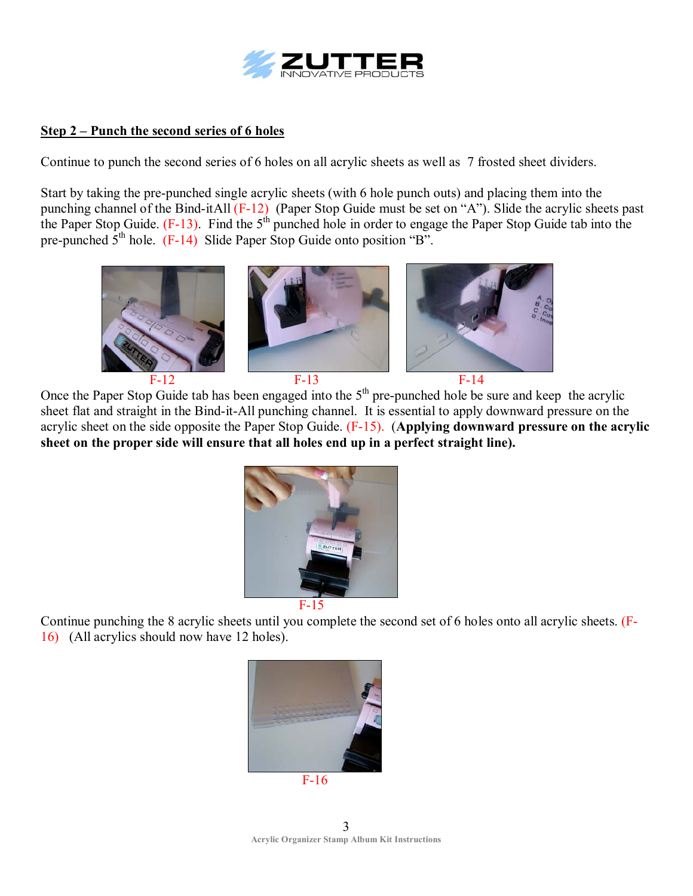## Step 2 – Punch the second series of 6 holes

Continue to punch the second series of 6 holes on all acrylic sheets as well as 7 frosted sheet dividers.

Start by taking the pre-punched single acrylic sheets (with 6 hole punch outs) and placing them into the punching channel of the Bind-itAll (F-12) (Paper Stop Guide must be set on "A"). Slide the acrylic sheets past the Paper Stop Guide. (F-13). Find the 5th punched hole in order to engage the Paper Stop Guide tab into the pre-punched 5th hole. (F-14) Slide Paper Stop Guide onto position "B".

F-12 F-13 F-14

Once the Paper Stop Guide tab has been engaged into the 5th pre-punched hole be sure and keep the acrylic sheet flat and straight in the Bind-it-All punching channel. It is essential to apply downward pressure on the acrylic sheet on the side opposite the Paper Stop Guide. (F-15). (**Applying downward pressure on the acrylic sheet on the proper side will ensure that all holes end up in a perfect straight line).**

F-15

Continue punching the 8 acrylic sheets until you complete the second set of 6 holes onto all acrylic sheets. (F-16) (All acrylics should now have 12 holes).

F-16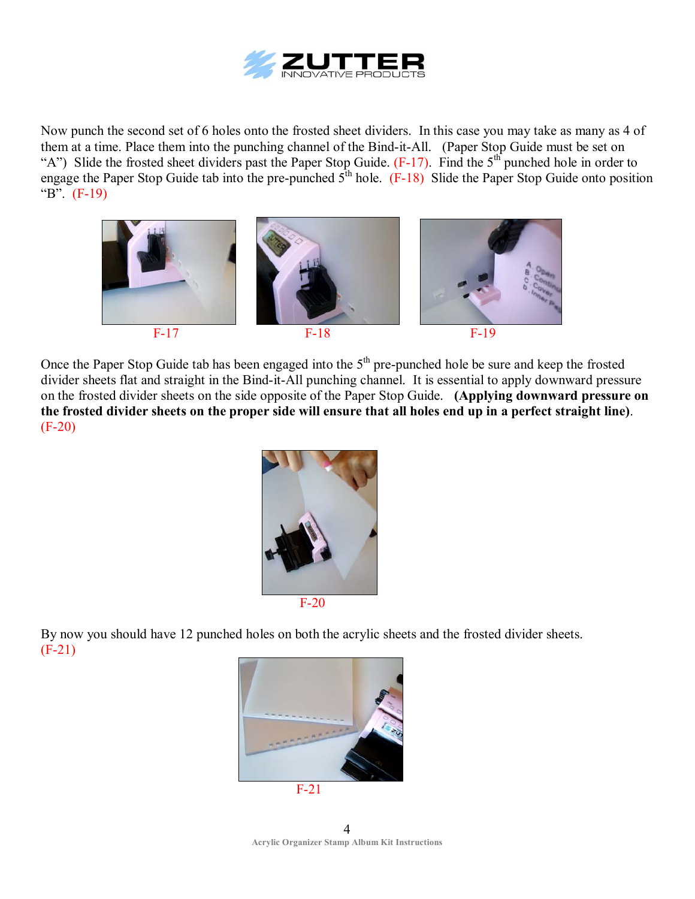Now punch the second set of 6 holes onto the frosted sheet dividers. In this case you may take as many as 4 of them at a time. Place them into the punching channel of the Bind-it-All. (Paper Stop Guide must be set on "A") Slide the frosted sheet dividers past the Paper Stop Guide. (F-17). Find the 5th punched hole in order to engage the Paper Stop Guide tab into the pre-punched 5th hole. (F-18) Slide the Paper Stop Guide onto position "B". (F-19)

F-17

F-18

F-19

Once the Paper Stop Guide tab has been engaged into the 5th pre-punched hole be sure and keep the frosted divider sheets flat and straight in the Bind-it-All punching channel. It is essential to apply downward pressure on the frosted divider sheets on the side opposite of the Paper Stop Guide. **(Applying downward pressure on the frosted divider sheets on the proper side will ensure that all holes end up in a perfect straight line)**. (F-20)

F-20

By now you should have 12 punched holes on both the acrylic sheets and the frosted divider sheets. (F-21)

F-21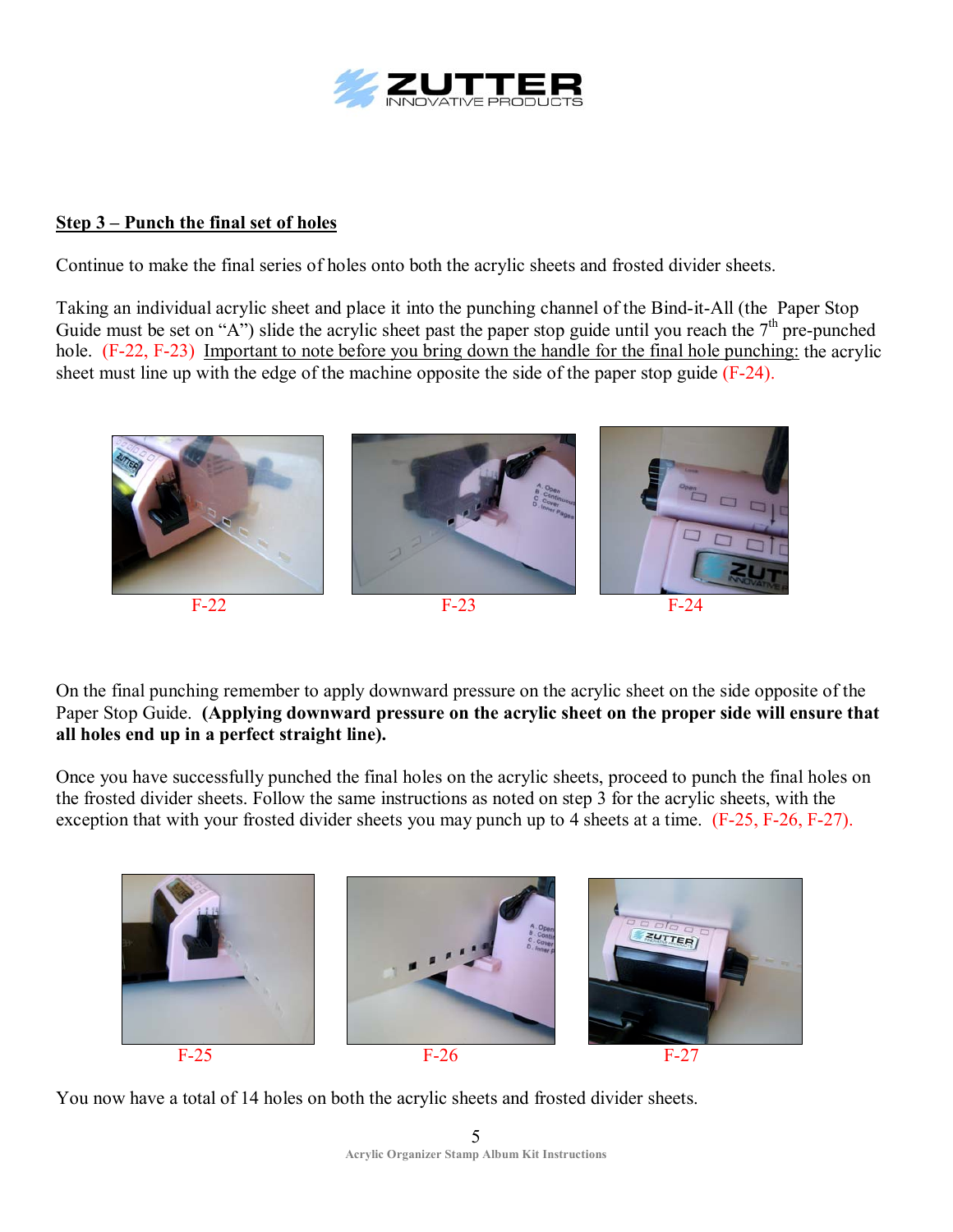**Step 3 – Punch the final set of holes**

Continue to make the final series of holes onto both the acrylic sheets and frosted divider sheets.

Taking an individual acrylic sheet and place it into the punching channel of the Bind-it-All (the Paper Stop Guide must be set on "A") slide the acrylic sheet past the paper stop guide until you reach the 7th pre-punched hole. (F-22, F-23) Important to note before you bring down the handle for the final hole punching: the acrylic sheet must line up with the edge of the machine opposite the side of the paper stop guide (F-24).

F-22

F-23

F-24

On the final punching remember to apply downward pressure on the acrylic sheet on the side opposite of the Paper Stop Guide. **(Applying downward pressure on the acrylic sheet on the proper side will ensure that all holes end up in a perfect straight line).**

Once you have successfully punched the final holes on the acrylic sheets, proceed to punch the final holes on the frosted divider sheets. Follow the same instructions as noted on step 3 for the acrylic sheets, with the exception that with your frosted divider sheets you may punch up to 4 sheets at a time. (F-25, F-26, F-27).

F-25

F-26

F-27

You now have a total of 14 holes on both the acrylic sheets and frosted divider sheets.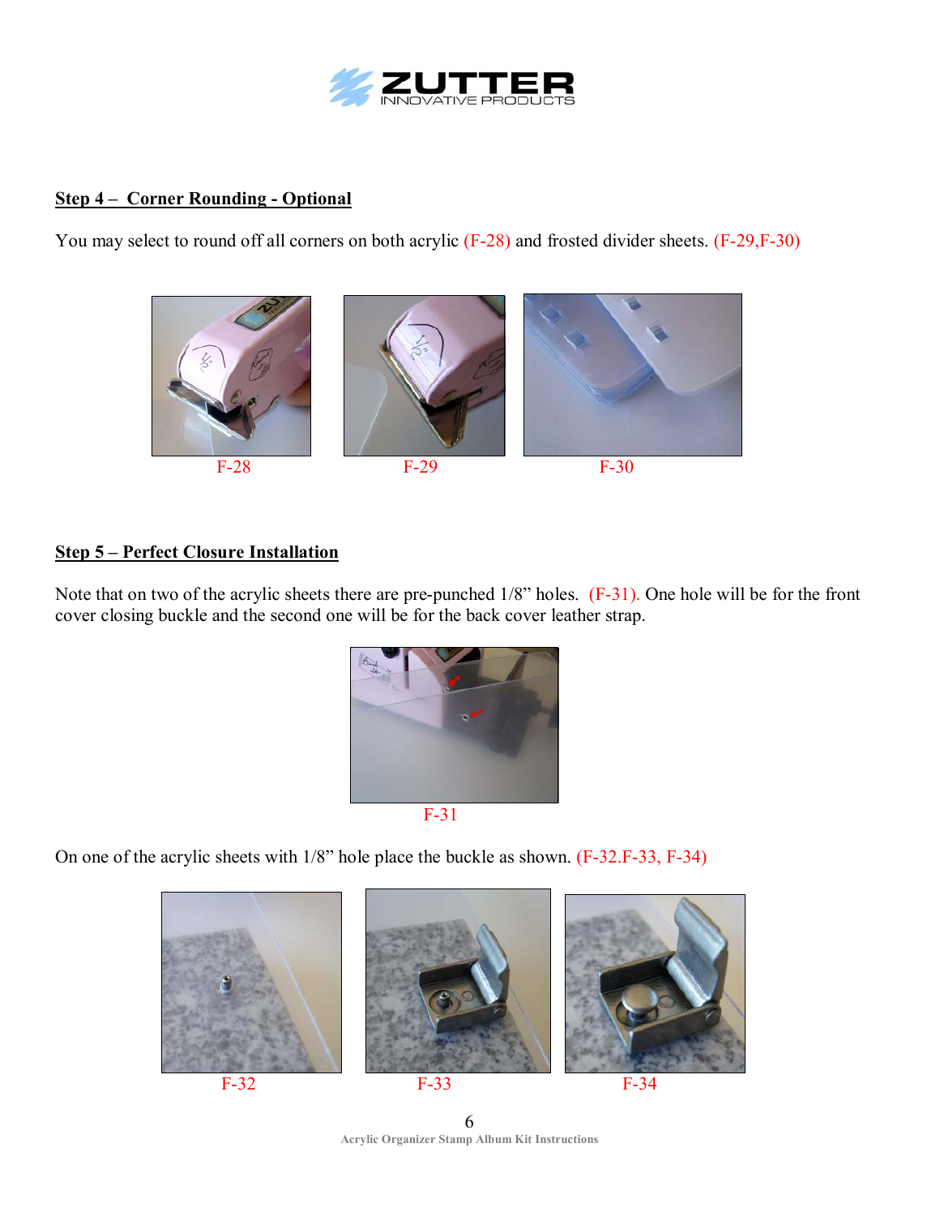## Step 4 – Corner Rounding - Optional

You may select to round off all corners on both acrylic (F-28) and frosted divider sheets. (F-29,F-30)

F-28　　F-29　　F-30

## Step 5 – Perfect Closure Installation

Note that on two of the acrylic sheets there are pre-punched 1/8" holes. (F-31). One hole will be for the front cover closing buckle and the second one will be for the back cover leather strap.

F-31

On one of the acrylic sheets with 1/8" hole place the buckle as shown. (F-32.F-33, F-34)

F-32　　F-33　　F-34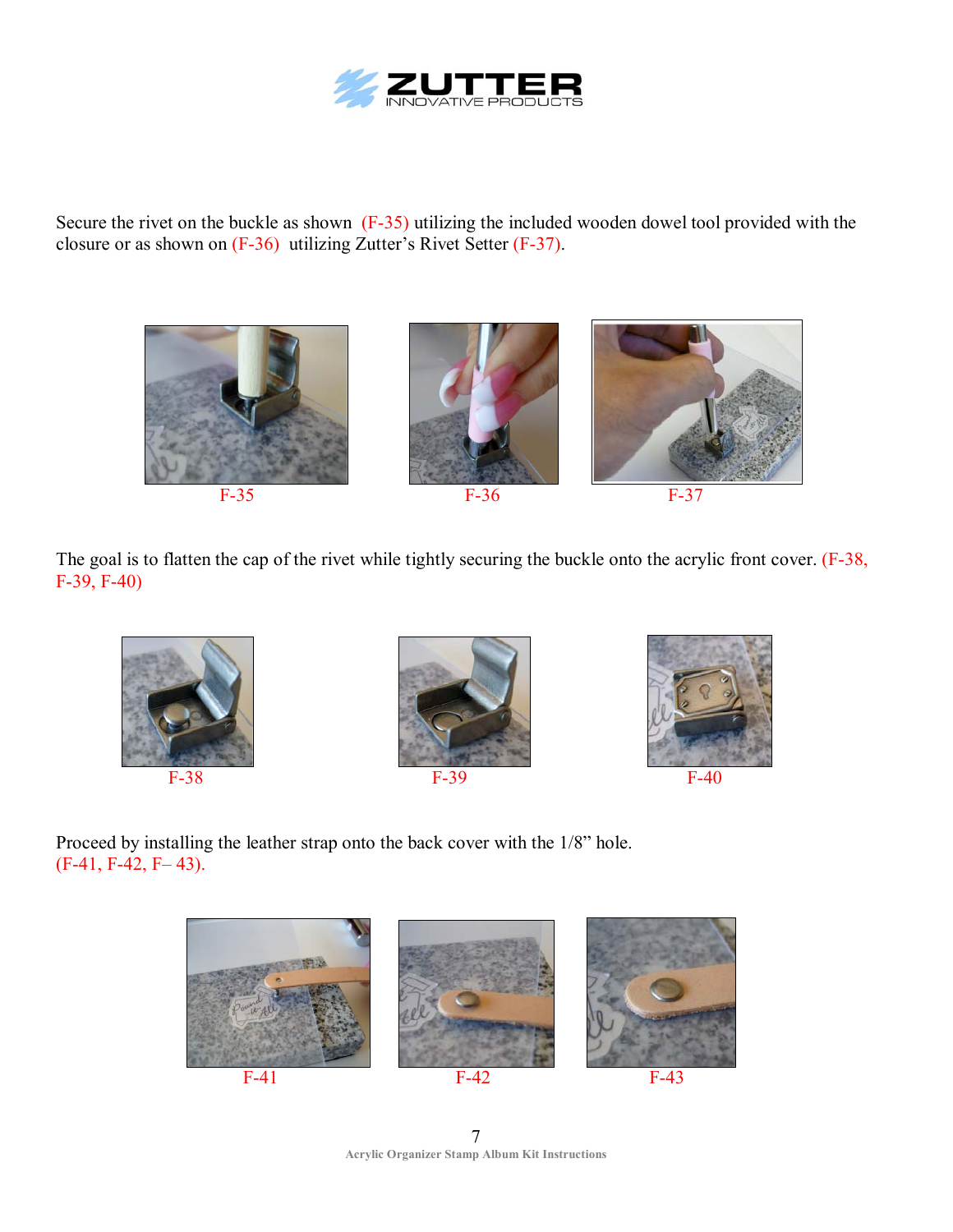Secure the rivet on the buckle as shown (F-35) utilizing the included wooden dowel tool provided with the closure or as shown on (F-36) utilizing Zutter's Rivet Setter (F-37).

F-35 F-36 F-37

The goal is to flatten the cap of the rivet while tightly securing the buckle onto the acrylic front cover. (F-38, F-39, F-40)

F-38 F-39 F-40

Proceed by installing the leather strap onto the back cover with the 1/8" hole. (F-41, F-42, F– 43).

F-41 F-42 F-43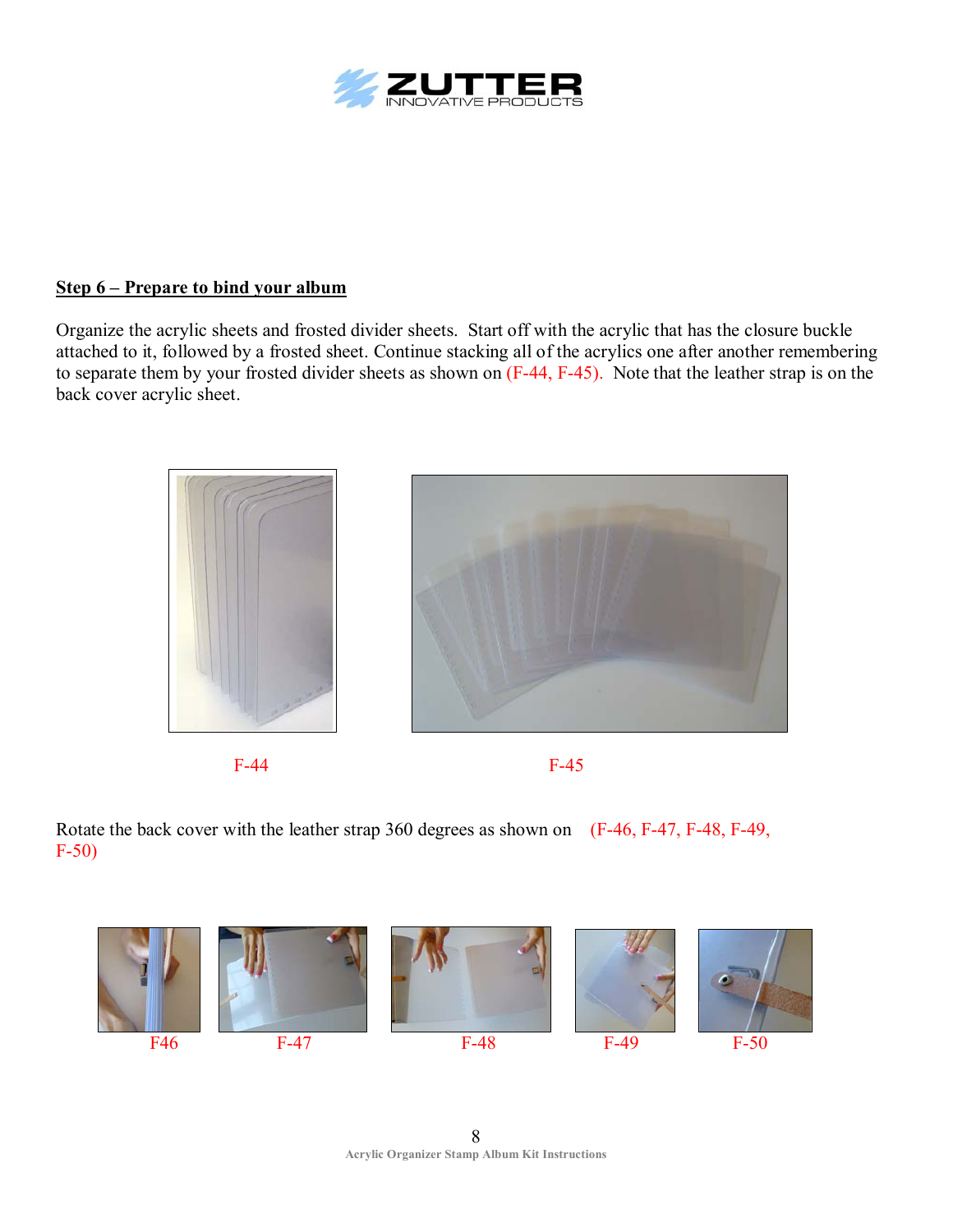## Step 6 – Prepare to bind your album

Organize the acrylic sheets and frosted divider sheets. Start off with the acrylic that has the closure buckle attached to it, followed by a frosted sheet. Continue stacking all of the acrylics one after another remembering to separate them by your frosted divider sheets as shown on (F-44, F-45). Note that the leather strap is on the back cover acrylic sheet.

F-44

F-45

Rotate the back cover with the leather strap 360 degrees as shown on (F-46, F-47, F-48, F-49, F-50)

F46

F-47

F-48

F-49

F-50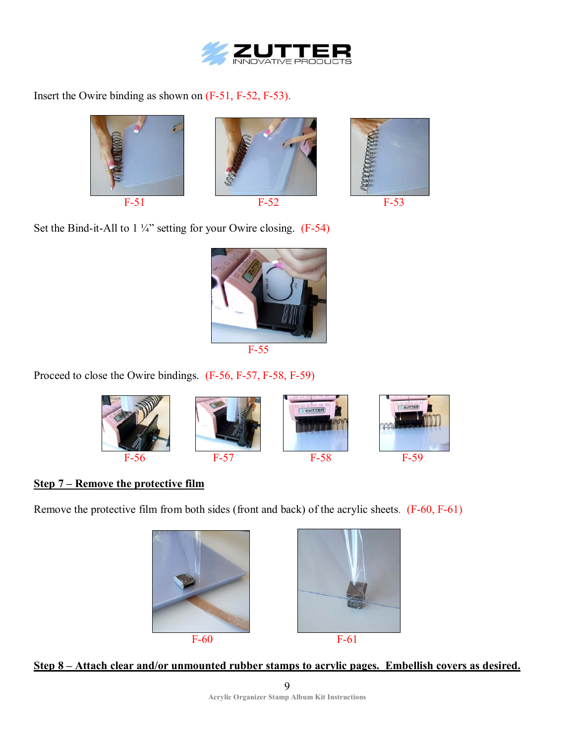Insert the Owire binding as shown on (F-51, F-52, F-53).

F-51

F-52

F-53

Set the Bind-it-All to 1 ¼" setting for your Owire closing. (F-54)

F-55

Proceed to close the Owire bindings. (F-56, F-57, F-58, F-59)

F-56

F-57

F-58

F-59

## Step 7 – Remove the protective film

Remove the protective film from both sides (front and back) of the acrylic sheets. (F-60, F-61)

F-60

F-61

## Step 8 – Attach clear and/or unmounted rubber stamps to acrylic pages. Embellish covers as desired.